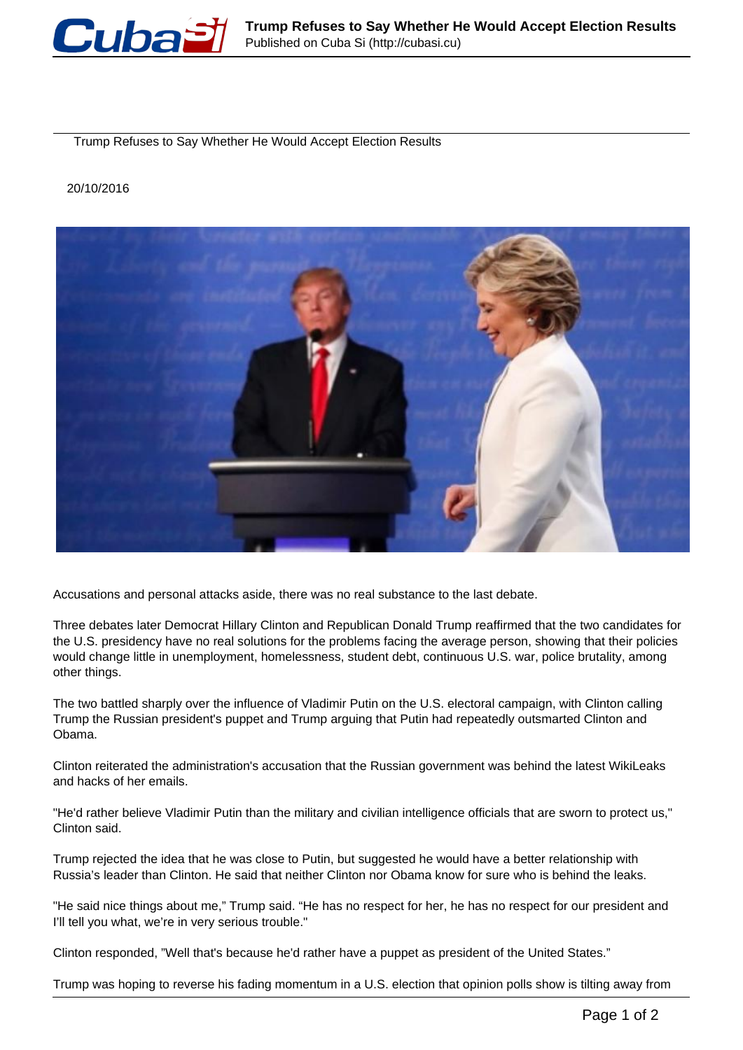# Trump Refuses to Say Whether He Would Accept Election Results

20/10/2016

Accusations and personal attacks aside, there was no real substance to the last debate.

Three debates later Democrat Hillary Clinton and Republican Donald Trump reaffirmed that the two candidates for the U.S. presidency have no real solutions for the problems facing the average person, showing that their policies would change little in unemployment, homelessness, student debt, continuous U.S. war, police brutality, among other things.

The two battled sharply over the influence of Vladimir Putin on the U.S. electoral campaign, with Clinton calling Trump the Russian president's puppet and Trump arguing that Putin had repeatedly outsmarted Clinton and Obama.

Clinton reiterated the administration's accusation that the Russian government was behind the latest WikiLeaks and hacks of her emails.

"He'd rather believe Vladimir Putin than the military and civilian intelligence officials that are sworn to protect us," Clinton said.

Trump rejected the idea that he was close to Putin, but suggested he would have a better relationship with Russia's leader than Clinton. He said that neither Clinton nor Obama know for sure who is behind the leaks.

"He said nice things about me," Trump said. "He has no respect for her, he has no respect for our president and I'll tell you what, we're in very serious trouble."

Clinton responded, "Well that's because he'd rather have a puppet as president of the United States."

Trump was hoping to reverse his fading momentum in a U.S. election that opinion polls show is tilting away from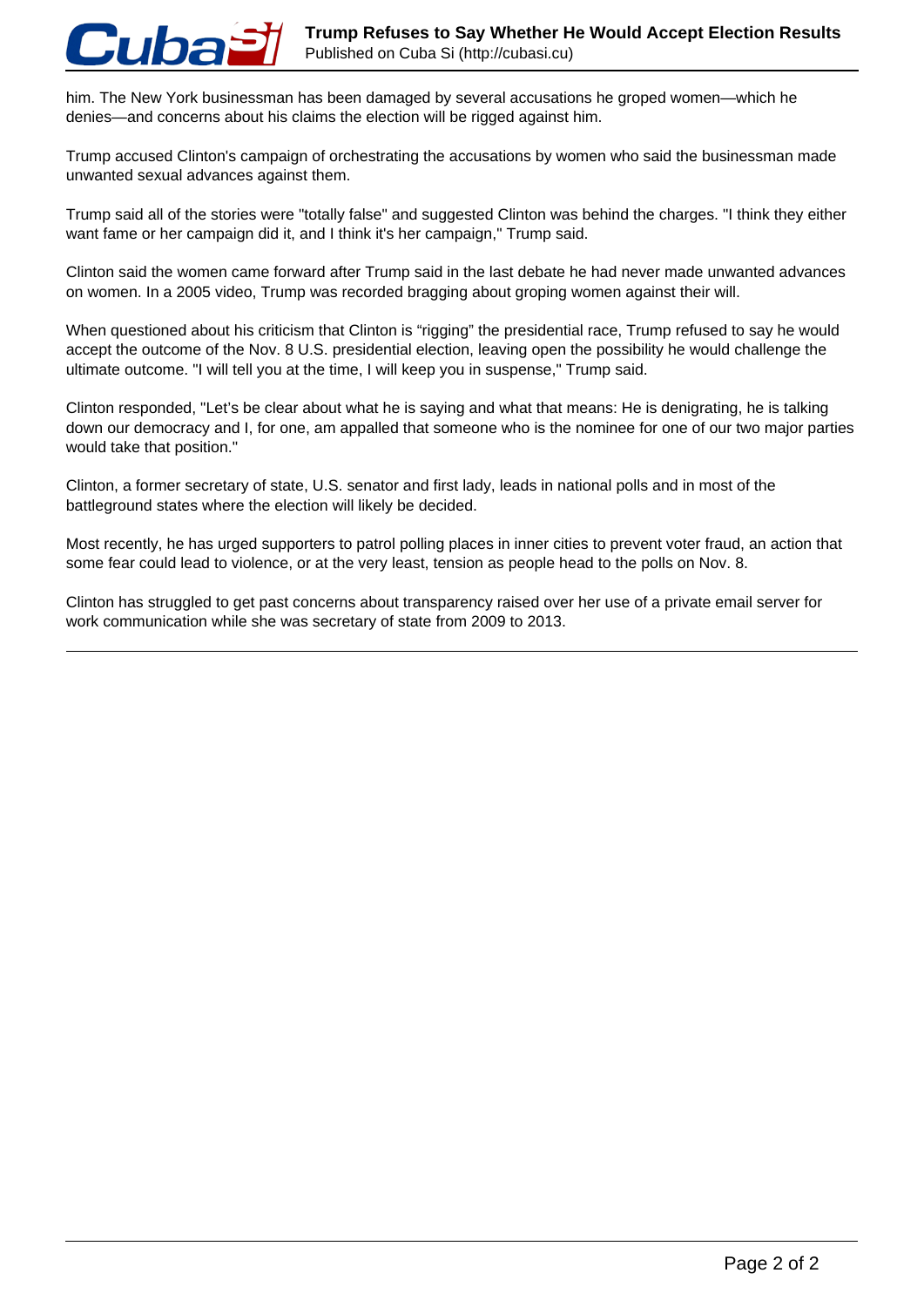him. The New York businessman has been damaged by several accusations he groped women—which he denies—and concerns about his claims the election will be rigged against him.

Trump accused Clinton's campaign of orchestrating the accusations by women who said the businessman made unwanted sexual advances against them.

Trump said all of the stories were "totally false" and suggested Clinton was behind the charges. "I think they either want fame or her campaign did it, and I think it's her campaign," Trump said.

Clinton said the women came forward after Trump said in the last debate he had never made unwanted advances on women. In a 2005 video, Trump was recorded bragging about groping women against their will.

When questioned about his criticism that Clinton is "rigging" the presidential race, Trump refused to say he would accept the outcome of the Nov. 8 U.S. presidential election, leaving open the possibility he would challenge the ultimate outcome. "I will tell you at the time, I will keep you in suspense," Trump said.

Clinton responded, "Let's be clear about what he is saying and what that means: He is denigrating, he is talking down our democracy and I, for one, am appalled that someone who is the nominee for one of our two major parties would take that position."

Clinton, a former secretary of state, U.S. senator and first lady, leads in national polls and in most of the battleground states where the election will likely be decided.

Most recently, he has urged supporters to patrol polling places in inner cities to prevent voter fraud, an action that some fear could lead to violence, or at the very least, tension as people head to the polls on Nov. 8.

Clinton has struggled to get past concerns about transparency raised over her use of a private email server for work communication while she was secretary of state from 2009 to 2013.